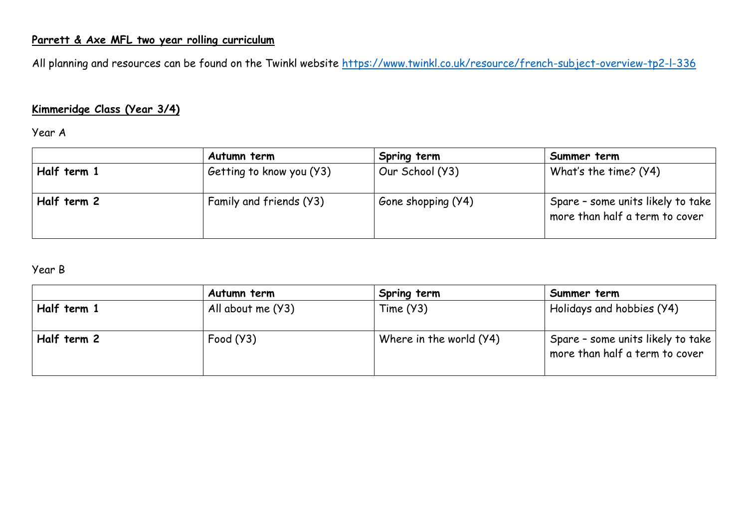**Parrett & Axe MFL two year rolling curriculum**

All planning and resources can be found on the Twinkl website https://www.twinkl.co.uk/resource/french-subject-overview-tp2-l-336

**Kimmeridge Class (Year 3/4)**

Year A

| | Autumn term | Spring term | Summer term |
|---|---|---|---|
| **Half term 1** | Getting to know you (Y3) | Our School (Y3) | What's the time? (Y4) |
| **Half term 2** | Family and friends (Y3) | Gone shopping (Y4) | Spare – some units likely to take more than half a term to cover |

Year B

| | Autumn term | Spring term | Summer term |
|---|---|---|---|
| **Half term 1** | All about me (Y3) | Time (Y3) | Holidays and hobbies (Y4) |
| **Half term 2** | Food (Y3) | Where in the world (Y4) | Spare – some units likely to take more than half a term to cover |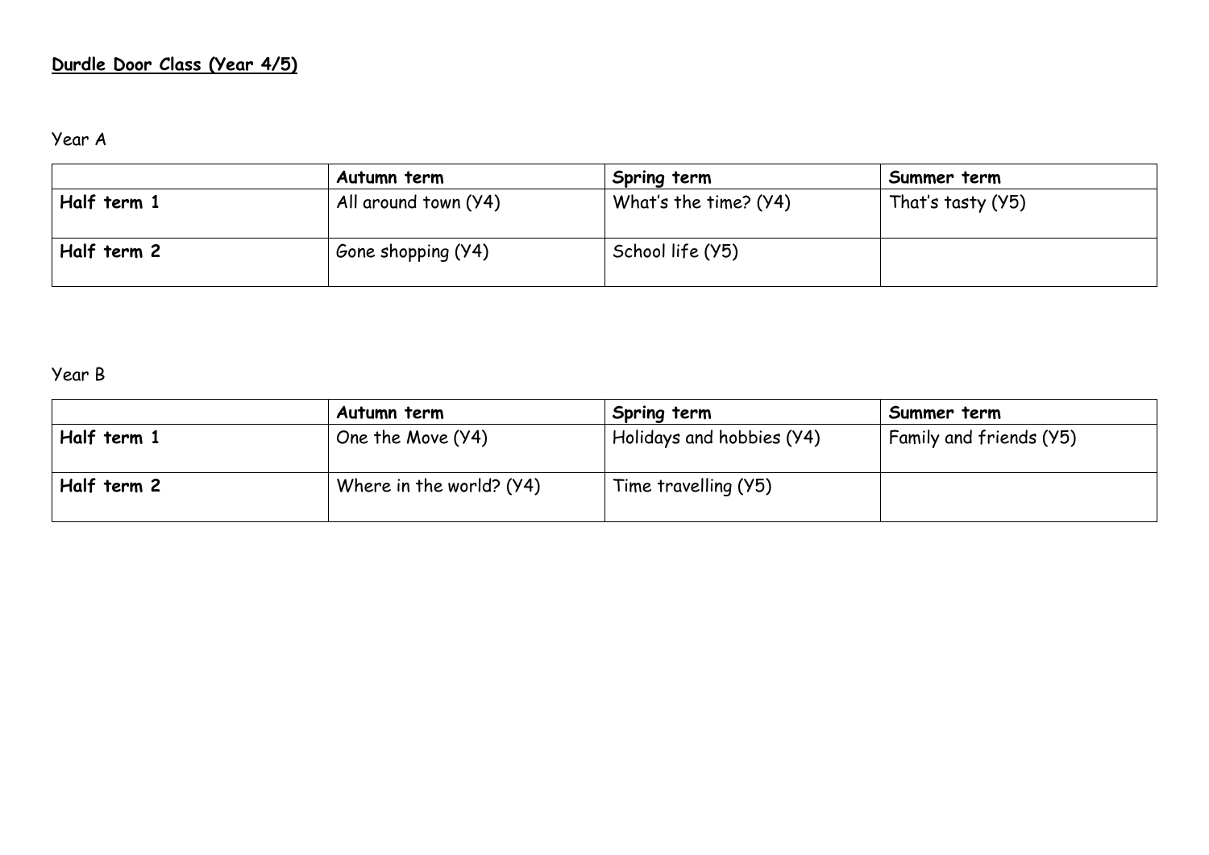**<u>Durdle Door Class (Year 4/5)</u>**

Year A

| | **Autumn term** | **Spring term** | **Summer term** |
|---|---|---|---|
| **Half term 1** | All around town (Y4) | What's the time? (Y4) | That's tasty (Y5) |
| **Half term 2** | Gone shopping (Y4) | School life (Y5) | |

Year B

| | **Autumn term** | **Spring term** | **Summer term** |
|---|---|---|---|
| **Half term 1** | One the Move (Y4) | Holidays and hobbies (Y4) | Family and friends (Y5) |
| **Half term 2** | Where in the world? (Y4) | Time travelling (Y5) | |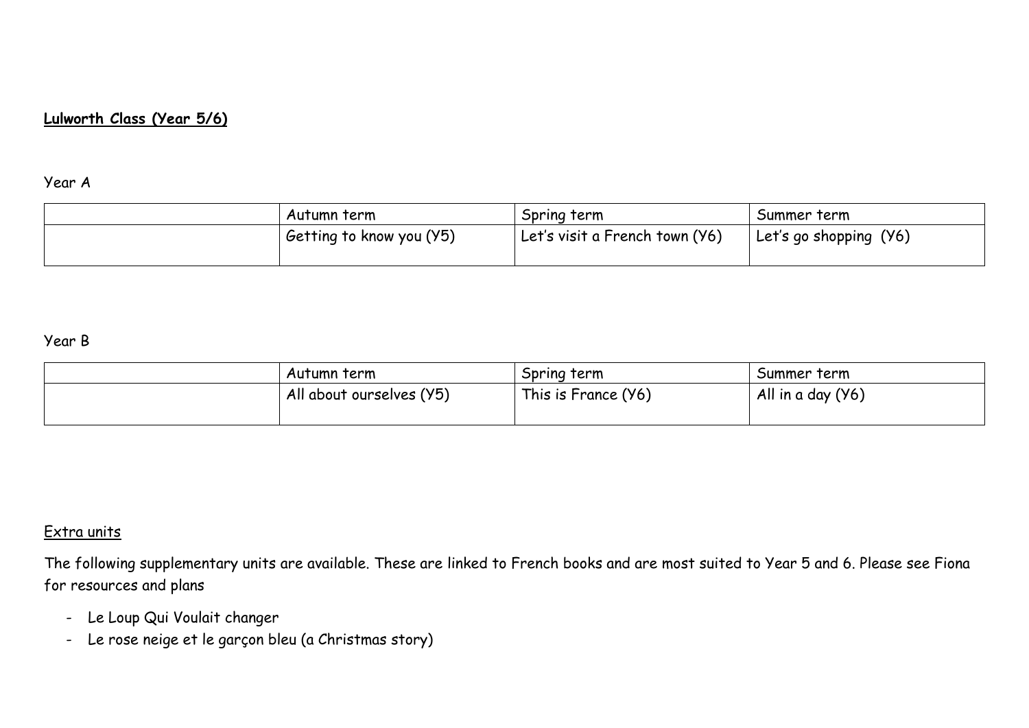**Lulworth Class (Year 5/6)**

Year A

| | Autumn term | Spring term | Summer term |
|---|---|---|---|
| | Getting to know you (Y5) | Let's visit a French town (Y6) | Let's go shopping (Y6) |

Year B

| | Autumn term | Spring term | Summer term |
|---|---|---|---|
| | All about ourselves (Y5) | This is France (Y6) | All in a day (Y6) |

Extra units

The following supplementary units are available. These are linked to French books and are most suited to Year 5 and 6. Please see Fiona for resources and plans

- Le Loup Qui Voulait changer
- Le rose neige et le garçon bleu (a Christmas story)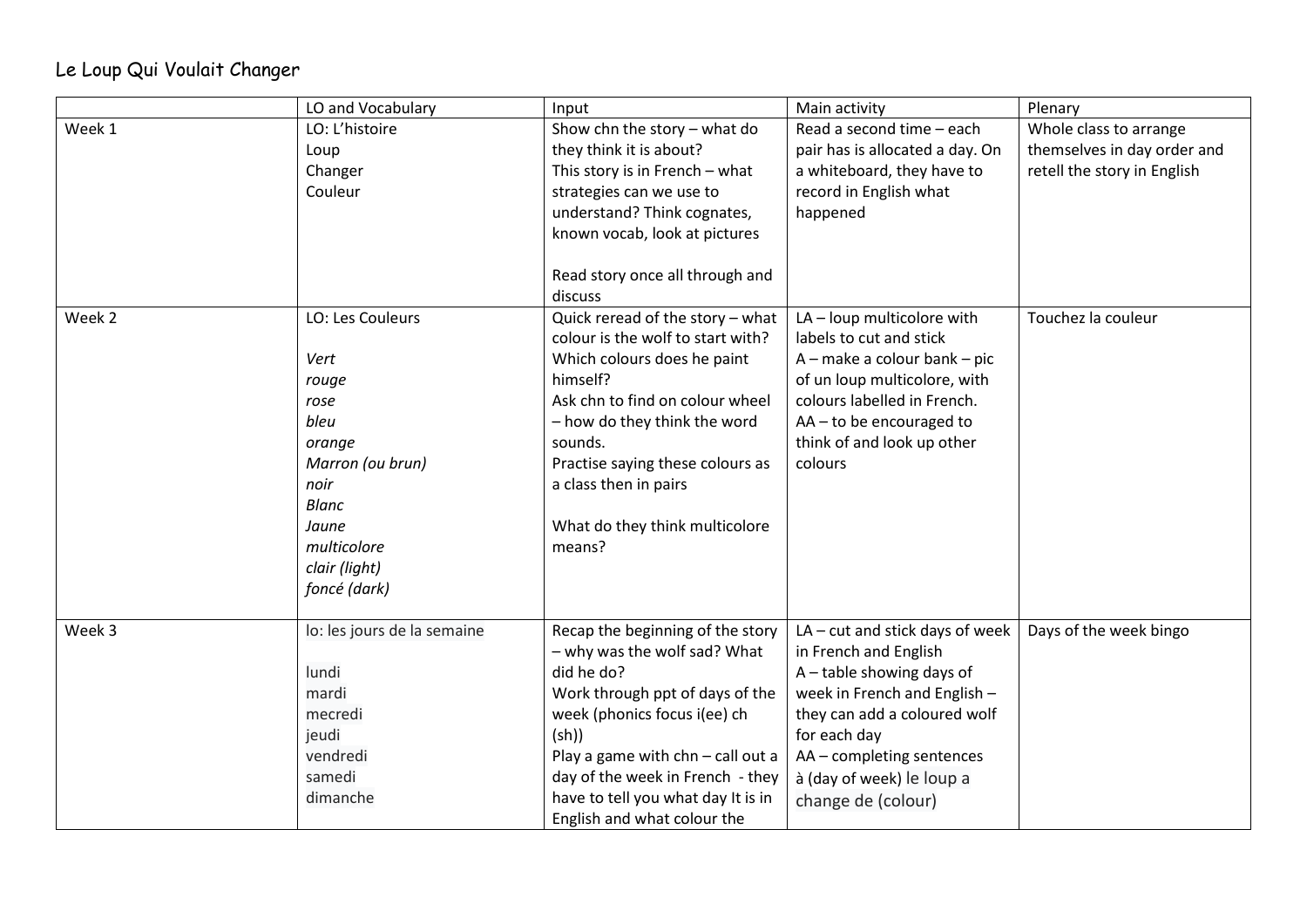Le Loup Qui Voulait Changer

| | LO and Vocabulary | Input | Main activity | Plenary |
|---|---|---|---|---|
| Week 1 | LO: L'histoire<br>Loup<br>Changer<br>Couleur | Show chn the story – what do they think it is about?<br>This story is in French – what strategies can we use to understand? Think cognates, known vocab, look at pictures<br><br>Read story once all through and discuss | Read a second time – each pair has is allocated a day. On a whiteboard, they have to record in English what happened | Whole class to arrange themselves in day order and retell the story in English |
| Week 2 | LO: Les Couleurs<br><br>*Vert*<br>*rouge*<br>*rose*<br>*bleu*<br>*orange*<br>*Marron (ou brun)*<br>*noir*<br>*Blanc*<br>*Jaune*<br>*multicolore*<br>*clair (light)*<br>*foncé (dark)* | Quick reread of the story – what colour is the wolf to start with? Which colours does he paint himself?<br>Ask chn to find on colour wheel – how do they think the word sounds.<br>Practise saying these colours as a class then in pairs<br><br>What do they think multicolore means? | LA – loup multicolore with labels to cut and stick<br>A – make a colour bank – pic of un loup multicolore, with colours labelled in French.<br>AA – to be encouraged to think of and look up other colours | Touchez la couleur |
| Week 3 | lo: les jours de la semaine<br><br>lundi<br>mardi<br>mecredi<br>jeudi<br>vendredi<br>samedi<br>dimanche | Recap the beginning of the story – why was the wolf sad? What did he do?<br>Work through ppt of days of the week (phonics focus i(ee) ch (sh))<br>Play a game with chn – call out a day of the week in French - they have to tell you what day It is in English and what colour the | LA – cut and stick days of week in French and English<br>A – table showing days of week in French and English – they can add a coloured wolf for each day<br>AA – completing sentences à (day of week) le loup a change de (colour) | Days of the week bingo |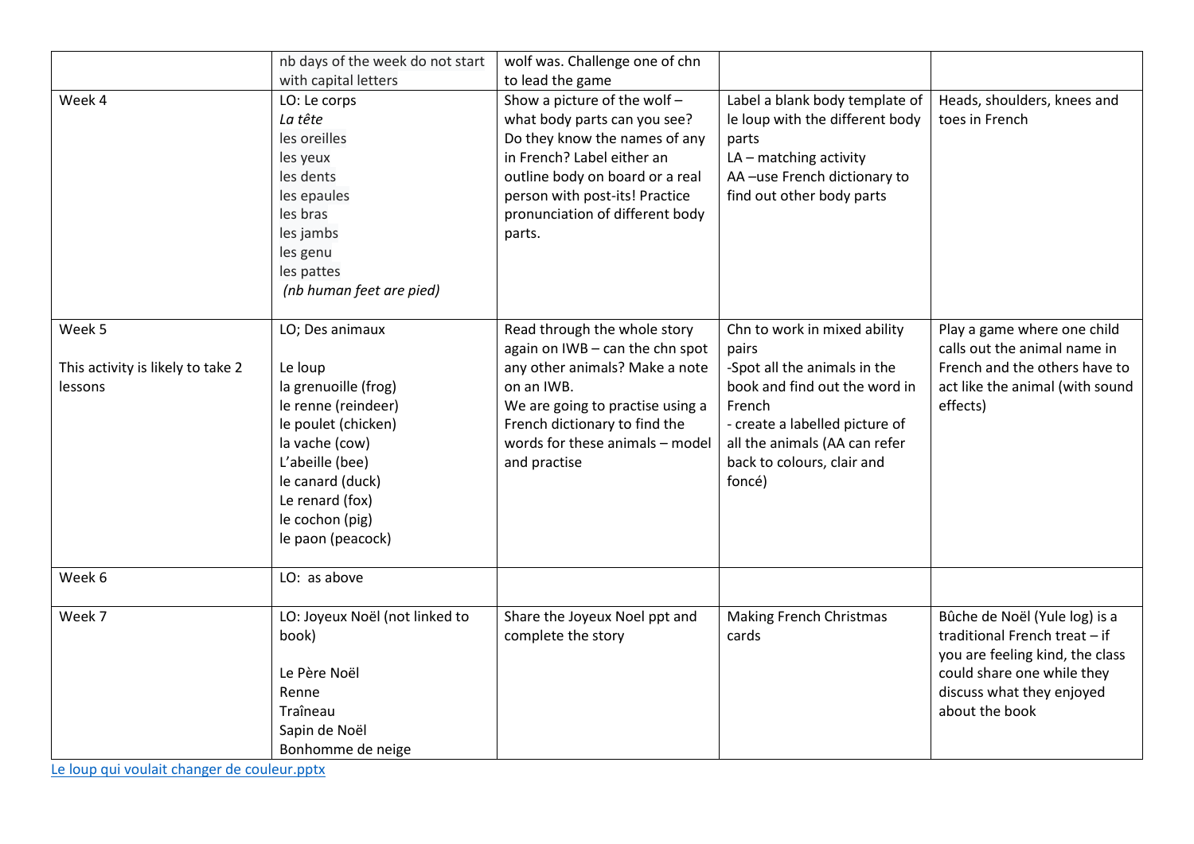| | nb days of the week do not start with capital letters | wolf was. Challenge one of chn to lead the game | | |
|---|---|---|---|---|
| Week 4 | LO: Le corps<br>*La tête*<br>les oreilles<br>les yeux<br>les dents<br>les epaules<br>les bras<br>les jambs<br>les genu<br>les pattes<br>*(nb human feet are pied)* | Show a picture of the wolf – what body parts can you see? Do they know the names of any in French? Label either an outline body on board or a real person with post-its! Practice pronunciation of different body parts. | Label a blank body template of le loup with the different body parts<br>LA – matching activity<br>AA –use French dictionary to find out other body parts | Heads, shoulders, knees and toes in French |
| Week 5<br><br>This activity is likely to take 2 lessons | LO; Des animaux<br><br>Le loup<br>la grenuoille (frog)<br>le renne (reindeer)<br>le poulet (chicken)<br>la vache (cow)<br>L'abeille (bee)<br>le canard (duck)<br>Le renard (fox)<br>le cochon (pig)<br>le paon (peacock) | Read through the whole story again on IWB – can the chn spot any other animals? Make a note on an IWB.<br>We are going to practise using a French dictionary to find the words for these animals – model and practise | Chn to work in mixed ability pairs<br>-Spot all the animals in the book and find out the word in French<br>- create a labelled picture of all the animals (AA can refer back to colours, clair and foncé) | Play a game where one child calls out the animal name in French and the others have to act like the animal (with sound effects) |
| Week 6 | LO: as above | | | |
| Week 7 | LO: Joyeux Noël (not linked to book)<br><br>Le Père Noël<br>Renne<br>Traîneau<br>Sapin de Noël<br>Bonhomme de neige | Share the Joyeux Noel ppt and complete the story | Making French Christmas cards | Bûche de Noël (Yule log) is a traditional French treat – if you are feeling kind, the class could share one while they discuss what they enjoyed about the book |

Le loup qui voulait changer de couleur.pptx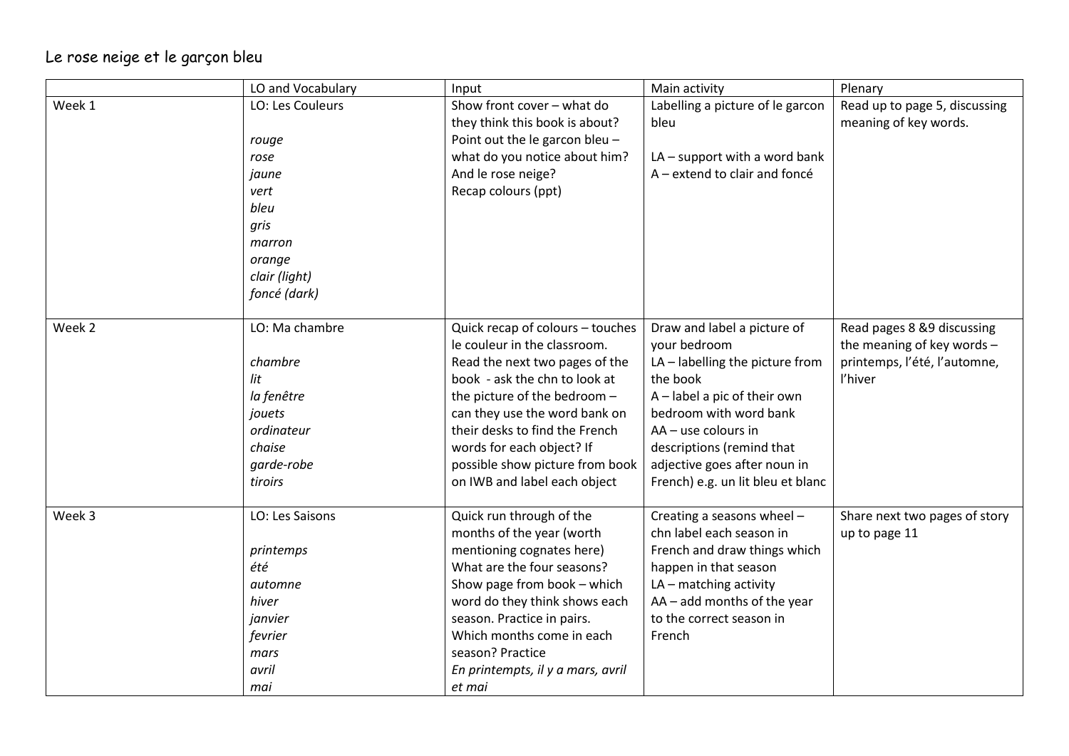Le rose neige et le garçon bleu

| | LO and Vocabulary | Input | Main activity | Plenary |
|---|---|---|---|---|
| Week 1 | LO: Les Couleurs<br><br>*rouge*<br>*rose*<br>*jaune*<br>*vert*<br>*bleu*<br>*gris*<br>*marron*<br>*orange*<br>*clair (light)*<br>*foncé (dark)* | Show front cover – what do they think this book is about? Point out the le garcon bleu – what do you notice about him? And le rose neige?<br>Recap colours (ppt) | Labelling a picture of le garcon bleu<br><br>LA – support with a word bank<br>A – extend to clair and foncé | Read up to page 5, discussing meaning of key words. |
| Week 2 | LO: Ma chambre<br><br>*chambre*<br>*lit*<br>*la fenêtre*<br>*jouets*<br>*ordinateur*<br>*chaise*<br>*garde-robe*<br>*tiroirs* | Quick recap of colours – touches le couleur in the classroom.<br>Read the next two pages of the book - ask the chn to look at the picture of the bedroom – can they use the word bank on their desks to find the French words for each object? If possible show picture from book on IWB and label each object | Draw and label a picture of your bedroom<br>LA – labelling the picture from the book<br>A – label a pic of their own bedroom with word bank<br>AA – use colours in descriptions (remind that adjective goes after noun in French) e.g. un lit bleu et blanc | Read pages 8 &9 discussing the meaning of key words – printemps, l'été, l'automne, l'hiver |
| Week 3 | LO: Les Saisons<br><br>*printemps*<br>*été*<br>*automne*<br>*hiver*<br>*janvier*<br>*fevrier*<br>*mars*<br>*avril*<br>*mai* | Quick run through of the months of the year (worth mentioning cognates here)<br>What are the four seasons?<br>Show page from book – which word do they think shows each season. Practice in pairs.<br>Which months come in each season? Practice<br>*En printempts, il y a mars, avril et mai* | Creating a seasons wheel – chn label each season in French and draw things which happen in that season<br>LA – matching activity<br>AA – add months of the year to the correct season in French | Share next two pages of story up to page 11 |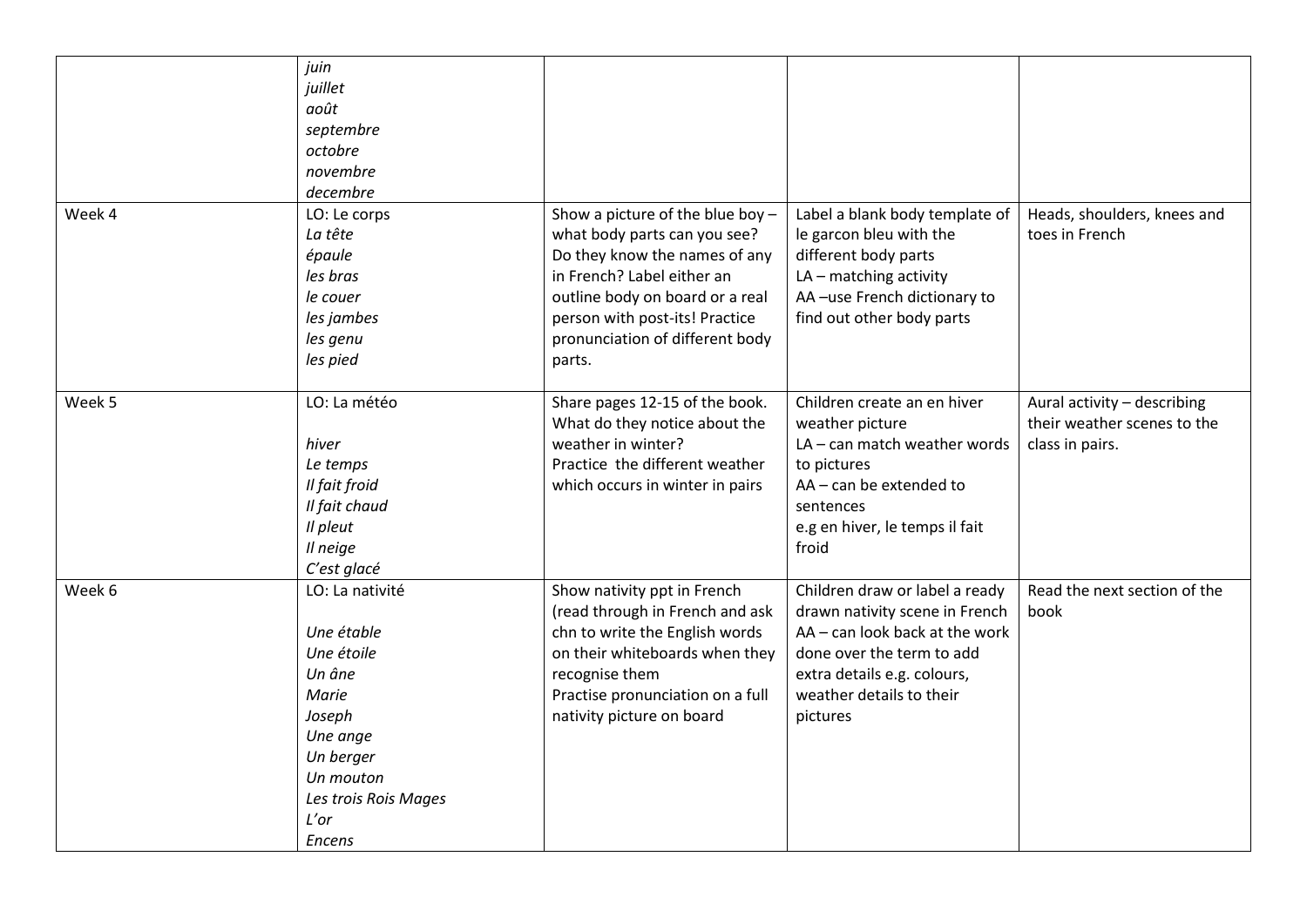| | | | | |
|---|---|---|---|---|
| | *juin*<br>*juillet*<br>*août*<br>*septembre*<br>*octobre*<br>*novembre*<br>*decembre* | | | |
| Week 4 | LO: Le corps<br>*La tête*<br>*épaule*<br>*les bras*<br>*le couer*<br>*les jambes*<br>*les genu*<br>*les pied* | Show a picture of the blue boy – what body parts can you see? Do they know the names of any in French? Label either an outline body on board or a real person with post-its! Practice pronunciation of different body parts. | Label a blank body template of le garcon bleu with the different body parts<br>LA – matching activity<br>AA –use French dictionary to find out other body parts | Heads, shoulders, knees and toes in French |
| Week 5 | LO: La météo<br><br>*hiver*<br>*Le temps*<br>*Il fait froid*<br>*Il fait chaud*<br>*Il pleut*<br>*Il neige*<br>*C'est glacé* | Share pages 12-15 of the book. What do they notice about the weather in winter?<br>Practice the different weather which occurs in winter in pairs | Children create an en hiver weather picture<br>LA – can match weather words to pictures<br>AA – can be extended to sentences<br>e.g en hiver, le temps il fait froid | Aural activity – describing their weather scenes to the class in pairs. |
| Week 6 | LO: La nativité<br><br>*Une étable*<br>*Une étoile*<br>*Un âne*<br>*Marie*<br>*Joseph*<br>*Une ange*<br>*Un berger*<br>*Un mouton*<br>*Les trois Rois Mages*<br>*L'or*<br>*Encens* | Show nativity ppt in French (read through in French and ask chn to write the English words on their whiteboards when they recognise them<br>Practise pronunciation on a full nativity picture on board | Children draw or label a ready drawn nativity scene in French<br>AA – can look back at the work done over the term to add extra details e.g. colours, weather details to their pictures | Read the next section of the book |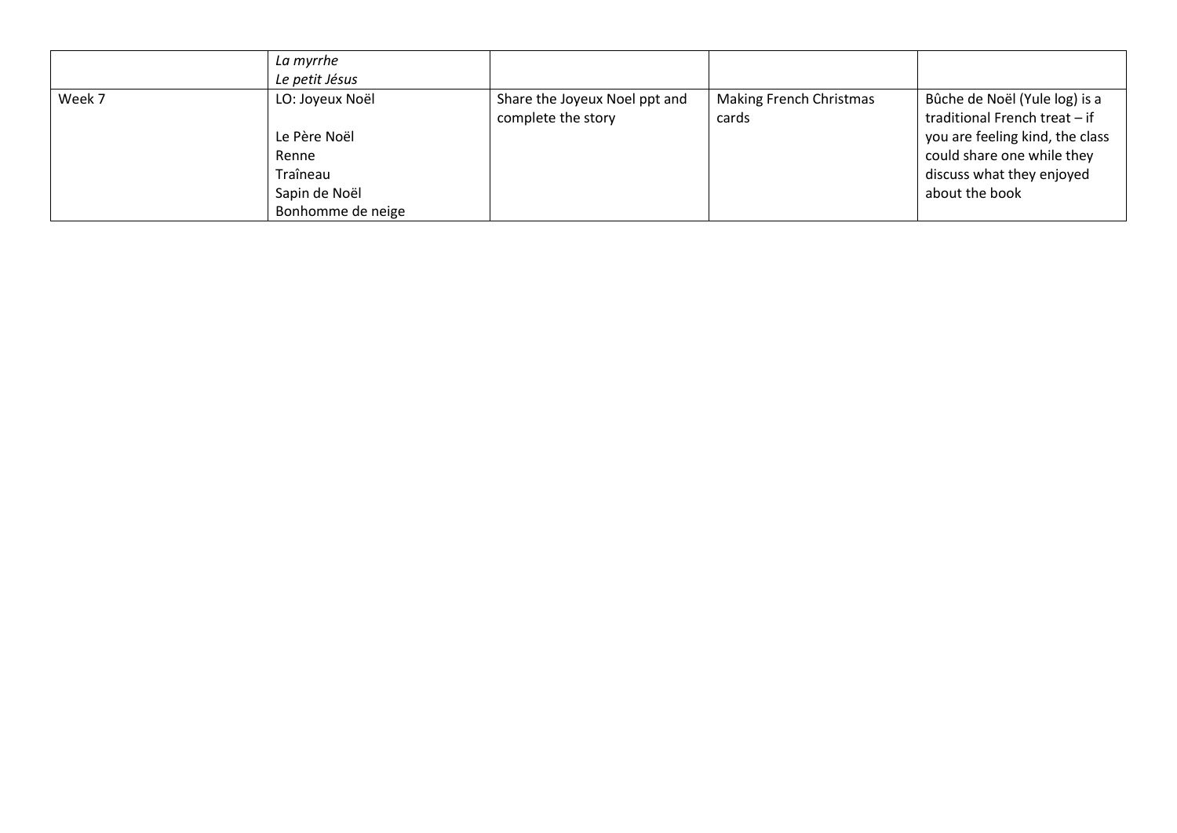| | | | | |
|---|---|---|---|---|
| | *La myrrhe*<br>*Le petit Jésus* | | | |
| Week 7 | LO: Joyeux Noël<br><br>Le Père Noël<br>Renne<br>Traîneau<br>Sapin de Noël<br>Bonhomme de neige | Share the Joyeux Noel ppt and complete the story | Making French Christmas cards | Bûche de Noël (Yule log) is a traditional French treat – if you are feeling kind, the class could share one while they discuss what they enjoyed about the book |